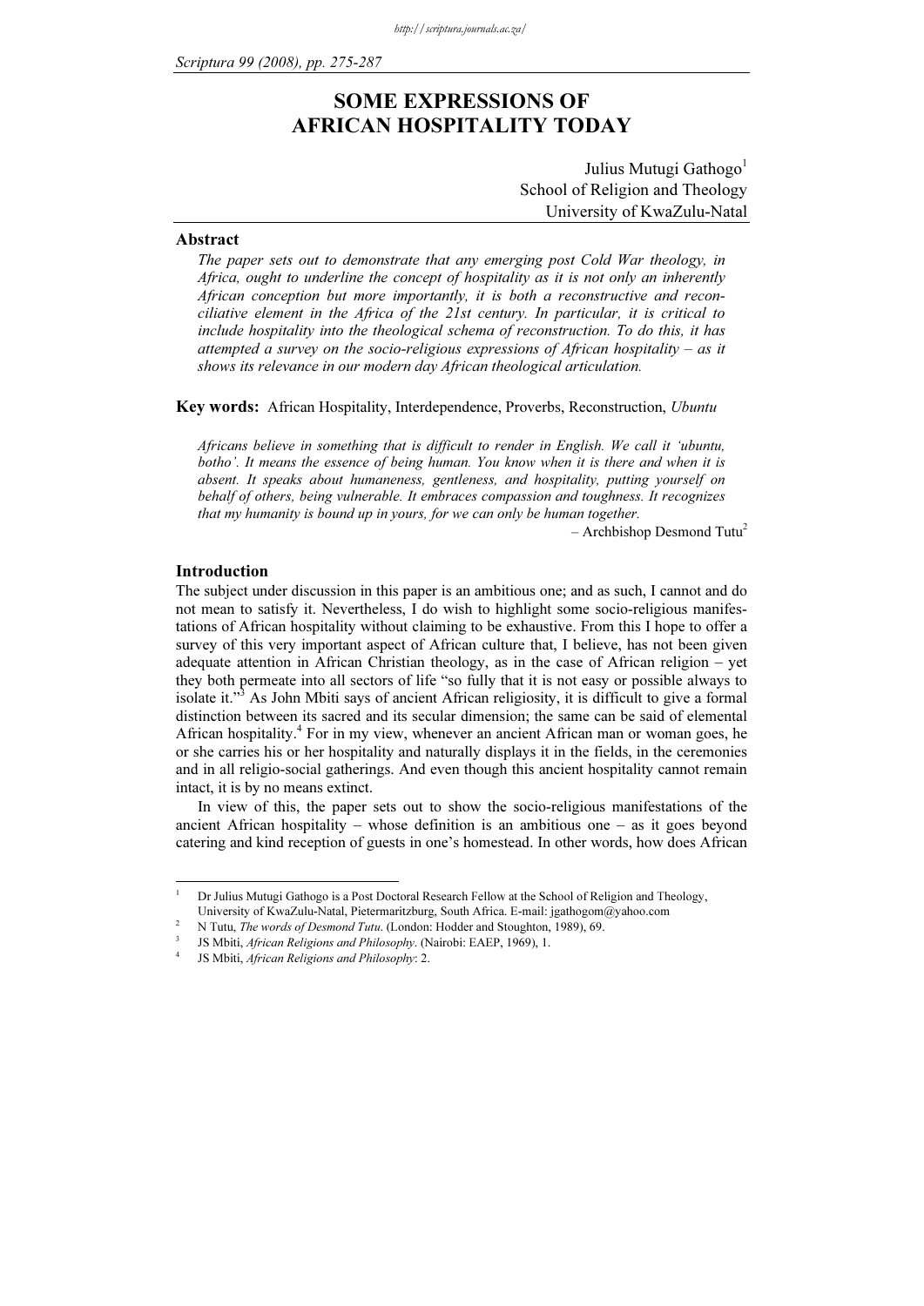# SOME EXPRESSIONS OF AFRICAN HOSPITALITY TODAY

Julius Mutugi Gathogo[1]
School of Religion and Theology
University of KwaZulu-Natal

## Abstract

*The paper sets out to demonstrate that any emerging post Cold War theology, in Africa, ought to underline the concept of hospitality as it is not only an inherently African conception but more importantly, it is both a reconstructive and reconciliative element in the Africa of the 21st century. In particular, it is critical to include hospitality into the theological schema of reconstruction. To do this, it has attempted a survey on the socio-religious expressions of African hospitality – as it shows its relevance in our modern day African theological articulation.*

**Key words:** African Hospitality, Interdependence, Proverbs, Reconstruction, *Ubuntu*

> *Africans believe in something that is difficult to render in English. We call it 'ubuntu, botho'. It means the essence of being human. You know when it is there and when it is absent. It speaks about humaneness, gentleness, and hospitality, putting yourself on behalf of others, being vulnerable. It embraces compassion and toughness. It recognizes that my humanity is bound up in yours, for we can only be human together.*
>
> – Archbishop Desmond Tutu[2]

## Introduction

The subject under discussion in this paper is an ambitious one; and as such, I cannot and do not mean to satisfy it. Nevertheless, I do wish to highlight some socio-religious manifestations of African hospitality without claiming to be exhaustive. From this I hope to offer a survey of this very important aspect of African culture that, I believe, has not been given adequate attention in African Christian theology, as in the case of African religion – yet they both permeate into all sectors of life "so fully that it is not easy or possible always to isolate it."[3] As John Mbiti says of ancient African religiosity, it is difficult to give a formal distinction between its sacred and its secular dimension; the same can be said of elemental African hospitality.[4] For in my view, whenever an ancient African man or woman goes, he or she carries his or her hospitality and naturally displays it in the fields, in the ceremonies and in all religio-social gatherings. And even though this ancient hospitality cannot remain intact, it is by no means extinct.

In view of this, the paper sets out to show the socio-religious manifestations of the ancient African hospitality – whose definition is an ambitious one – as it goes beyond catering and kind reception of guests in one's homestead. In other words, how does African

---

[1] Dr Julius Mutugi Gathogo is a Post Doctoral Research Fellow at the School of Religion and Theology, University of KwaZulu-Natal, Pietermaritzburg, South Africa. E-mail: jgathogom@yahoo.com

[2] N Tutu, *The words of Desmond Tutu*. (London: Hodder and Stoughton, 1989), 69.

[3] JS Mbiti, *African Religions and Philosophy*. (Nairobi: EAEP, 1969), 1.

[4] JS Mbiti, *African Religions and Philosophy*: 2.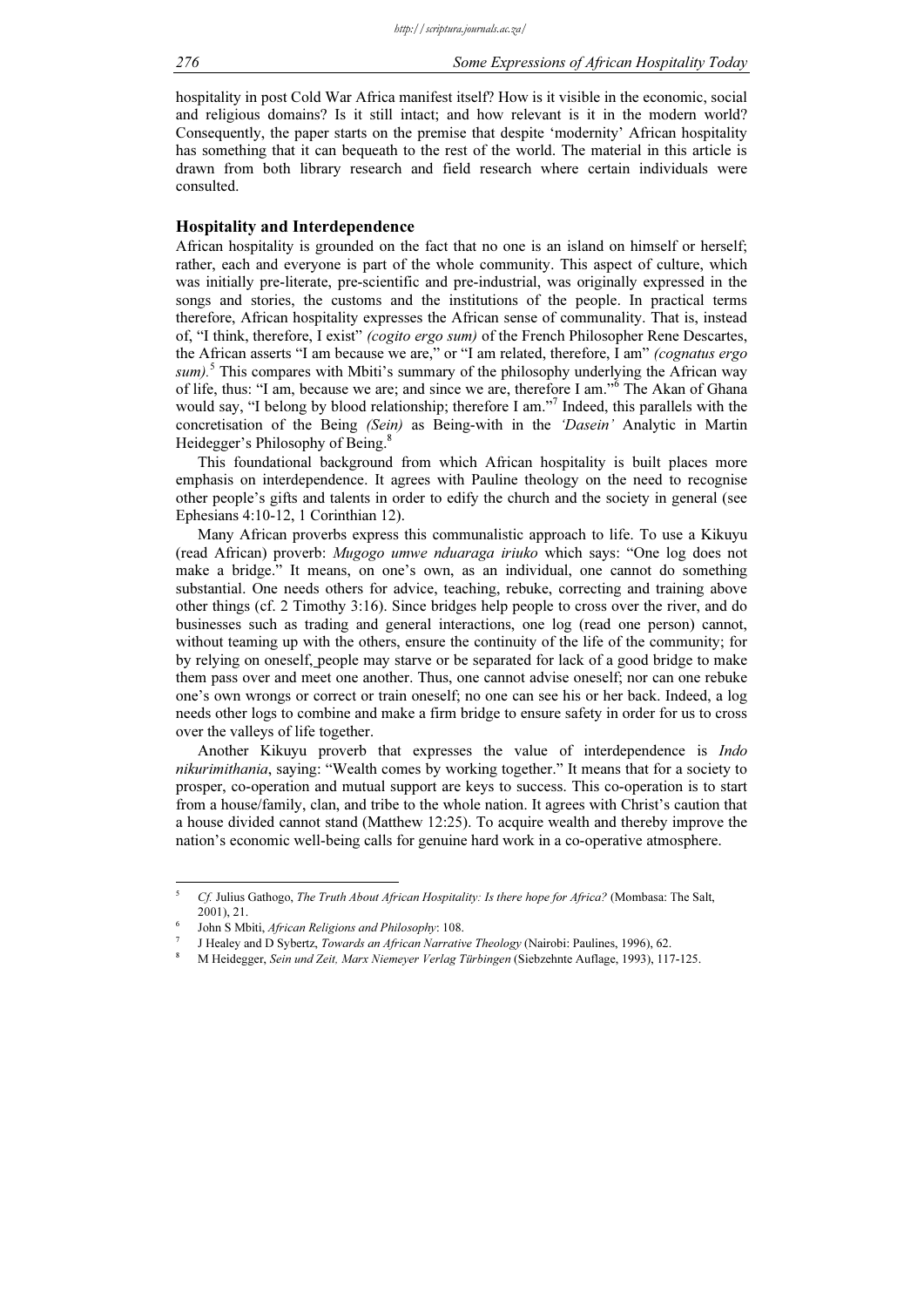hospitality in post Cold War Africa manifest itself? How is it visible in the economic, social and religious domains? Is it still intact; and how relevant is it in the modern world? Consequently, the paper starts on the premise that despite 'modernity' African hospitality has something that it can bequeath to the rest of the world. The material in this article is drawn from both library research and field research where certain individuals were consulted.

## Hospitality and Interdependence

African hospitality is grounded on the fact that no one is an island on himself or herself; rather, each and everyone is part of the whole community. This aspect of culture, which was initially pre-literate, pre-scientific and pre-industrial, was originally expressed in the songs and stories, the customs and the institutions of the people. In practical terms therefore, African hospitality expresses the African sense of communality. That is, instead of, "I think, therefore, I exist" *(cogito ergo sum)* of the French Philosopher Rene Descartes, the African asserts "I am because we are," or "I am related, therefore, I am" *(cognatus ergo sum)*.[5] This compares with Mbiti's summary of the philosophy underlying the African way of life, thus: "I am, because we are; and since we are, therefore I am."[6] The Akan of Ghana would say, "I belong by blood relationship; therefore I am."[7] Indeed, this parallels with the concretisation of the Being *(Sein)* as Being-with in the *'Dasein'* Analytic in Martin Heidegger's Philosophy of Being.[8]

This foundational background from which African hospitality is built places more emphasis on interdependence. It agrees with Pauline theology on the need to recognise other people's gifts and talents in order to edify the church and the society in general (see Ephesians 4:10-12, 1 Corinthian 12).

Many African proverbs express this communalistic approach to life. To use a Kikuyu (read African) proverb: *Mugogo umwe nduaraga iriuko* which says: "One log does not make a bridge." It means, on one's own, as an individual, one cannot do something substantial. One needs others for advice, teaching, rebuke, correcting and training above other things (cf. 2 Timothy 3:16). Since bridges help people to cross over the river, and do businesses such as trading and general interactions, one log (read one person) cannot, without teaming up with the others, ensure the continuity of the life of the community; for by relying on oneself, people may starve or be separated for lack of a good bridge to make them pass over and meet one another. Thus, one cannot advise oneself; nor can one rebuke one's own wrongs or correct or train oneself; no one can see his or her back. Indeed, a log needs other logs to combine and make a firm bridge to ensure safety in order for us to cross over the valleys of life together.

Another Kikuyu proverb that expresses the value of interdependence is *Indo nikurimithania*, saying: "Wealth comes by working together." It means that for a society to prosper, co-operation and mutual support are keys to success. This co-operation is to start from a house/family, clan, and tribe to the whole nation. It agrees with Christ's caution that a house divided cannot stand (Matthew 12:25). To acquire wealth and thereby improve the nation's economic well-being calls for genuine hard work in a co-operative atmosphere.

---

[5] *Cf.* Julius Gathogo, *The Truth About African Hospitality: Is there hope for Africa?* (Mombasa: The Salt, 2001), 21.

[6] John S Mbiti, *African Religions and Philosophy*: 108.

[7] J Healey and D Sybertz, *Towards an African Narrative Theology* (Nairobi: Paulines, 1996), 62.

[8] M Heidegger, *Sein und Zeit, Marx Niemeyer Verlag Türbingen* (Siebzehnte Auflage, 1993), 117-125.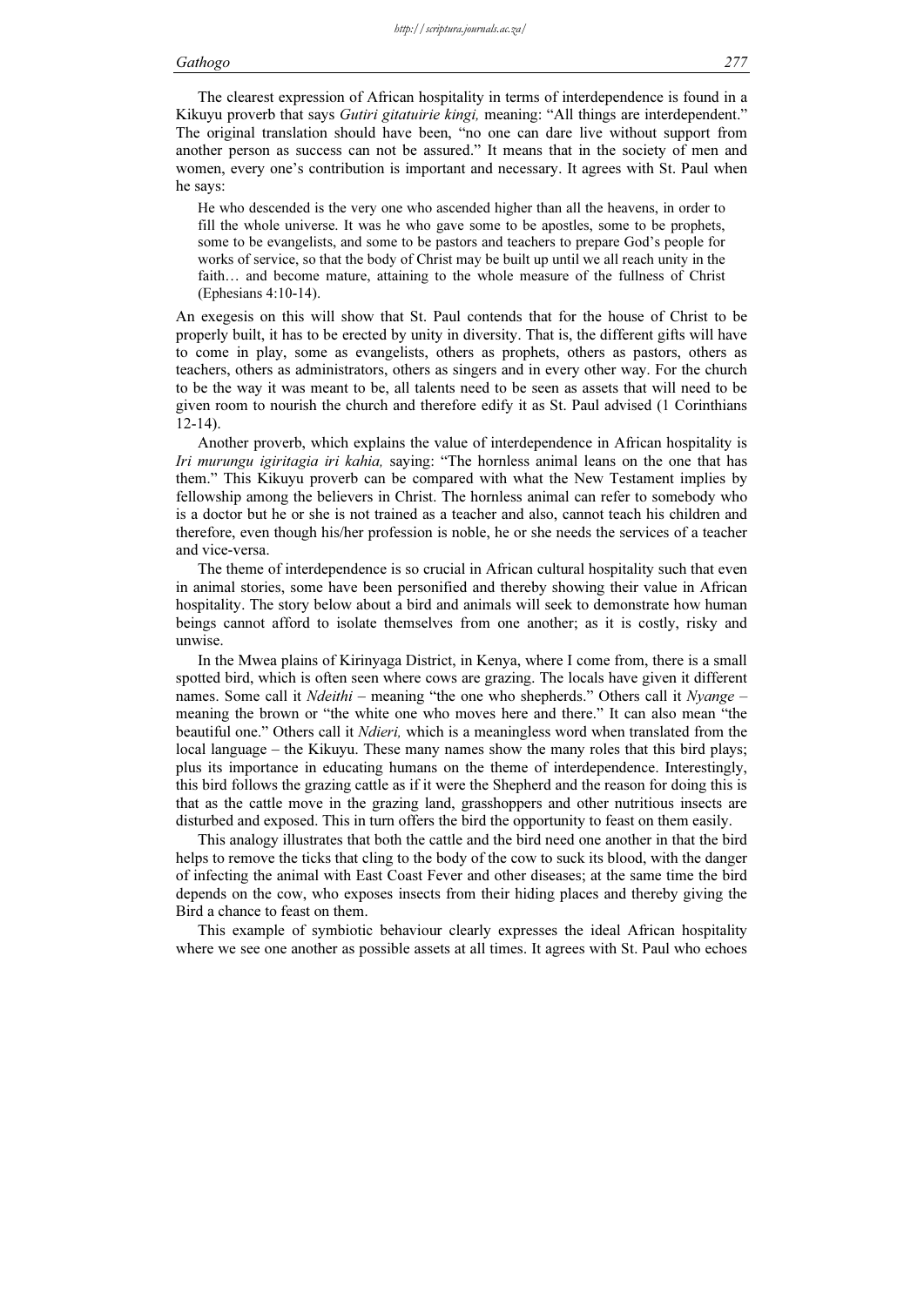The clearest expression of African hospitality in terms of interdependence is found in a Kikuyu proverb that says *Gutiri gitatuirie kingi,* meaning: "All things are interdependent." The original translation should have been, "no one can dare live without support from another person as success can not be assured." It means that in the society of men and women, every one's contribution is important and necessary. It agrees with St. Paul when he says:

> He who descended is the very one who ascended higher than all the heavens, in order to fill the whole universe. It was he who gave some to be apostles, some to be prophets, some to be evangelists, and some to be pastors and teachers to prepare God's people for works of service, so that the body of Christ may be built up until we all reach unity in the faith… and become mature, attaining to the whole measure of the fullness of Christ (Ephesians 4:10-14).

An exegesis on this will show that St. Paul contends that for the house of Christ to be properly built, it has to be erected by unity in diversity. That is, the different gifts will have to come in play, some as evangelists, others as prophets, others as pastors, others as teachers, others as administrators, others as singers and in every other way. For the church to be the way it was meant to be, all talents need to be seen as assets that will need to be given room to nourish the church and therefore edify it as St. Paul advised (1 Corinthians 12-14).

Another proverb, which explains the value of interdependence in African hospitality is *Iri murungu igiritagia iri kahia,* saying: "The hornless animal leans on the one that has them." This Kikuyu proverb can be compared with what the New Testament implies by fellowship among the believers in Christ. The hornless animal can refer to somebody who is a doctor but he or she is not trained as a teacher and also, cannot teach his children and therefore, even though his/her profession is noble, he or she needs the services of a teacher and vice-versa.

The theme of interdependence is so crucial in African cultural hospitality such that even in animal stories, some have been personified and thereby showing their value in African hospitality. The story below about a bird and animals will seek to demonstrate how human beings cannot afford to isolate themselves from one another; as it is costly, risky and unwise.

In the Mwea plains of Kirinyaga District, in Kenya, where I come from, there is a small spotted bird, which is often seen where cows are grazing. The locals have given it different names. Some call it *Ndeithi* – meaning "the one who shepherds." Others call it *Nyange* – meaning the brown or "the white one who moves here and there." It can also mean "the beautiful one." Others call it *Ndieri,* which is a meaningless word when translated from the local language – the Kikuyu. These many names show the many roles that this bird plays; plus its importance in educating humans on the theme of interdependence. Interestingly, this bird follows the grazing cattle as if it were the Shepherd and the reason for doing this is that as the cattle move in the grazing land, grasshoppers and other nutritious insects are disturbed and exposed. This in turn offers the bird the opportunity to feast on them easily.

This analogy illustrates that both the cattle and the bird need one another in that the bird helps to remove the ticks that cling to the body of the cow to suck its blood, with the danger of infecting the animal with East Coast Fever and other diseases; at the same time the bird depends on the cow, who exposes insects from their hiding places and thereby giving the Bird a chance to feast on them.

This example of symbiotic behaviour clearly expresses the ideal African hospitality where we see one another as possible assets at all times. It agrees with St. Paul who echoes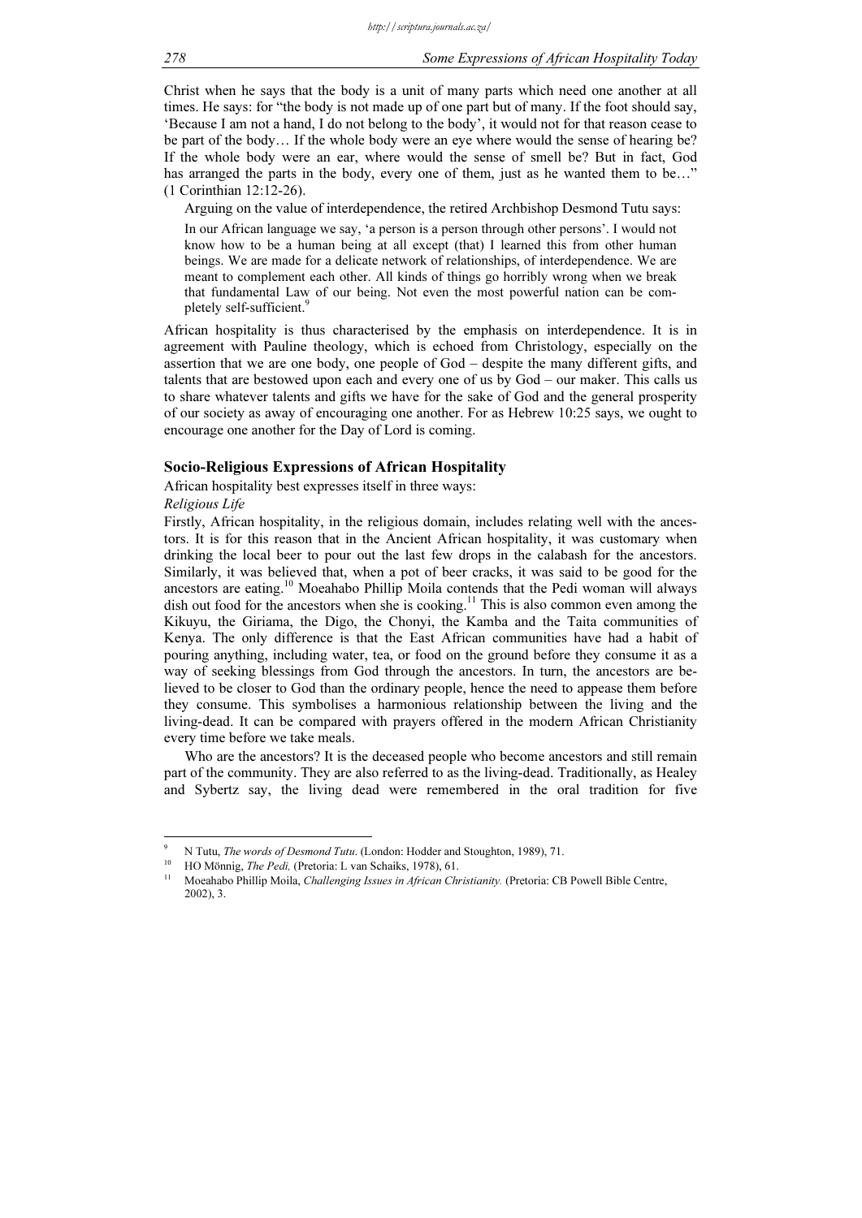Christ when he says that the body is a unit of many parts which need one another at all times. He says: for "the body is not made up of one part but of many. If the foot should say, 'Because I am not a hand, I do not belong to the body', it would not for that reason cease to be part of the body… If the whole body were an eye where would the sense of hearing be? If the whole body were an ear, where would the sense of smell be? But in fact, God has arranged the parts in the body, every one of them, just as he wanted them to be…" (1 Corinthian 12:12-26).

Arguing on the value of interdependence, the retired Archbishop Desmond Tutu says:

> In our African language we say, 'a person is a person through other persons'. I would not know how to be a human being at all except (that) I learned this from other human beings. We are made for a delicate network of relationships, of interdependence. We are meant to complement each other. All kinds of things go horribly wrong when we break that fundamental Law of our being. Not even the most powerful nation can be completely self-sufficient.[9]

African hospitality is thus characterised by the emphasis on interdependence. It is in agreement with Pauline theology, which is echoed from Christology, especially on the assertion that we are one body, one people of God – despite the many different gifts, and talents that are bestowed upon each and every one of us by God – our maker. This calls us to share whatever talents and gifts we have for the sake of God and the general prosperity of our society as away of encouraging one another. For as Hebrew 10:25 says, we ought to encourage one another for the Day of Lord is coming.

## Socio-Religious Expressions of African Hospitality

African hospitality best expresses itself in three ways:

*Religious Life*

Firstly, African hospitality, in the religious domain, includes relating well with the ancestors. It is for this reason that in the Ancient African hospitality, it was customary when drinking the local beer to pour out the last few drops in the calabash for the ancestors. Similarly, it was believed that, when a pot of beer cracks, it was said to be good for the ancestors are eating.[10] Moeahabo Phillip Moila contends that the Pedi woman will always dish out food for the ancestors when she is cooking.[11] This is also common even among the Kikuyu, the Giriama, the Digo, the Chonyi, the Kamba and the Taita communities of Kenya. The only difference is that the East African communities have had a habit of pouring anything, including water, tea, or food on the ground before they consume it as a way of seeking blessings from God through the ancestors. In turn, the ancestors are believed to be closer to God than the ordinary people, hence the need to appease them before they consume. This symbolises a harmonious relationship between the living and the living-dead. It can be compared with prayers offered in the modern African Christianity every time before we take meals.

Who are the ancestors? It is the deceased people who become ancestors and still remain part of the community. They are also referred to as the living-dead. Traditionally, as Healey and Sybertz say, the living dead were remembered in the oral tradition for five

---

[9] N Tutu, *The words of Desmond Tutu*. (London: Hodder and Stoughton, 1989), 71.

[10] HO Mönnig, *The Pedi,* (Pretoria: L van Schaiks, 1978), 61.

[11] Moeahabo Phillip Moila, *Challenging Issues in African Christianity.* (Pretoria: CB Powell Bible Centre, 2002), 3.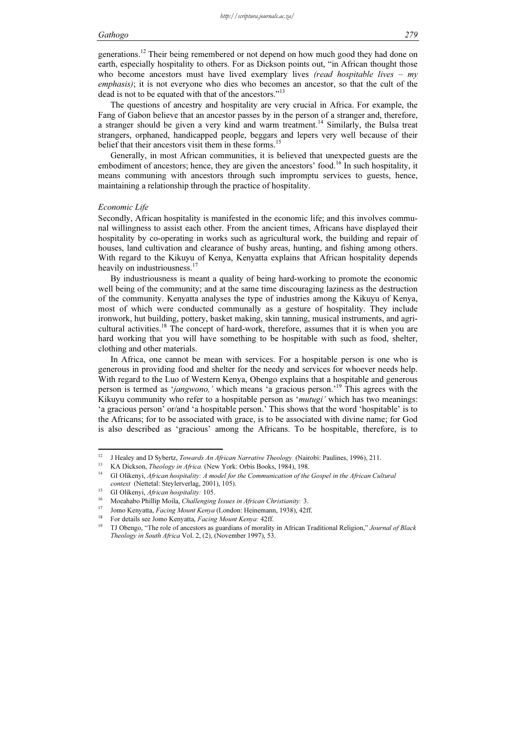generations.[12] Their being remembered or not depend on how much good they had done on earth, especially hospitality to others. For as Dickson points out, "in African thought those who become ancestors must have lived exemplary lives *(read hospitable lives – my emphasis)*; it is not everyone who dies who becomes an ancestor, so that the cult of the dead is not to be equated with that of the ancestors."[13]

The questions of ancestry and hospitality are very crucial in Africa. For example, the Fang of Gabon believe that an ancestor passes by in the person of a stranger and, therefore, a stranger should be given a very kind and warm treatment.[14] Similarly, the Bulsa treat strangers, orphaned, handicapped people, beggars and lepers very well because of their belief that their ancestors visit them in these forms.[15]

Generally, in most African communities, it is believed that unexpected guests are the embodiment of ancestors; hence, they are given the ancestors' food.[16] In such hospitality, it means communing with ancestors through such impromptu services to guests, hence, maintaining a relationship through the practice of hospitality.

### *Economic Life*

Secondly, African hospitality is manifested in the economic life; and this involves communal willingness to assist each other. From the ancient times, Africans have displayed their hospitality by co-operating in works such as agricultural work, the building and repair of houses, land cultivation and clearance of bushy areas, hunting, and fishing among others. With regard to the Kikuyu of Kenya, Kenyatta explains that African hospitality depends heavily on industriousness.[17]

By industriousness is meant a quality of being hard-working to promote the economic well being of the community; and at the same time discouraging laziness as the destruction of the community. Kenyatta analyses the type of industries among the Kikuyu of Kenya, most of which were conducted communally as a gesture of hospitality. They include ironwork, hut building, pottery, basket making, skin tanning, musical instruments, and agricultural activities.[18] The concept of hard-work, therefore, assumes that it is when you are hard working that you will have something to be hospitable with such as food, shelter, clothing and other materials.

In Africa, one cannot be mean with services. For a hospitable person is one who is generous in providing food and shelter for the needy and services for whoever needs help. With regard to the Luo of Western Kenya, Obengo explains that a hospitable and generous person is termed as '*jangwono,*' which means 'a gracious person.'[19] This agrees with the Kikuyu community who refer to a hospitable person as '*mutugi'* which has two meanings: 'a gracious person' or/and 'a hospitable person.' This shows that the word 'hospitable' is to the Africans; for to be associated with grace, is to be associated with divine name; for God is also described as 'gracious' among the Africans. To be hospitable, therefore, is to

---

[12] J Healey and D Sybertz, *Towards An African Narrative Theology.* (Nairobi: Paulines, 1996), 211.

[13] KA Dickson, *Theology in Africa.* (New York: Orbis Books, 1984), 198.

[14] GI Olikenyi, *African hospitality: A model for the Communication of the Gospel in the African Cultural context* (Nettetal: Steylerverlag, 2001), 105).

[15] GI Olikenyi, *African hospitality:* 105.

[16] Moeahabo Phillip Moila, *Challenging Issues in African Christianity:* 3.

[17] Jomo Kenyatta, *Facing Mount Kenya* (London: Heinemann, 1938), 42ff.

[18] For details see Jomo Kenyatta, *Facing Mount Kenya:* 42ff.

[19] TJ Obengo, "The role of ancestors as guardians of morality in African Traditional Religion," *Journal of Black Theology in South Africa* Vol. 2, (2), (November 1997), 53.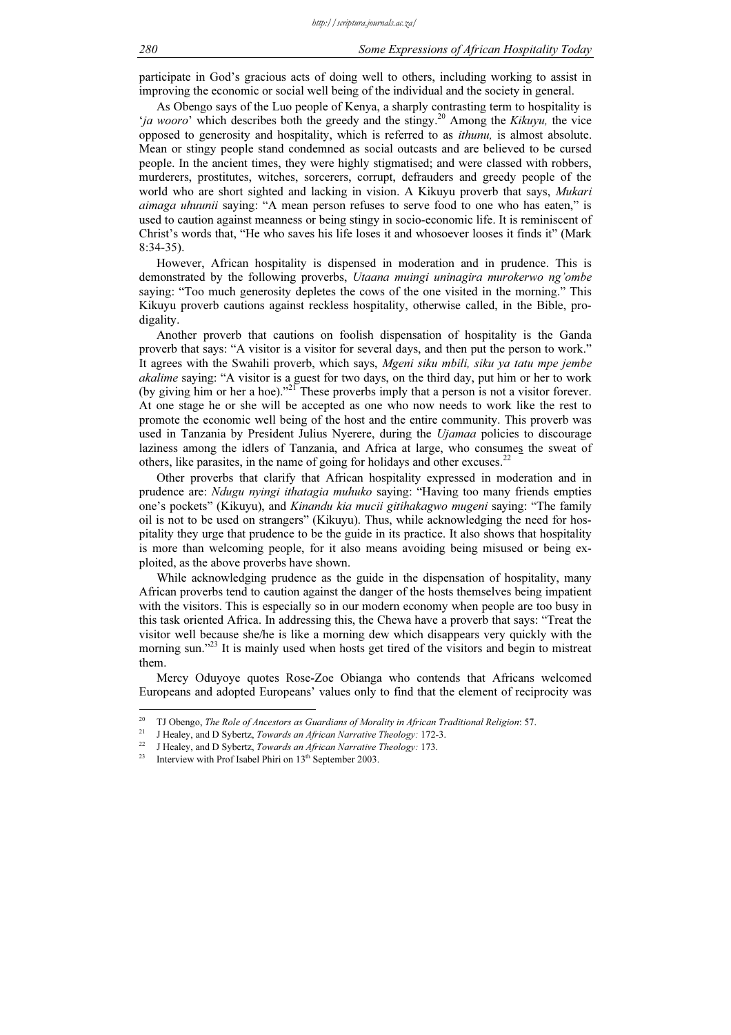participate in God's gracious acts of doing well to others, including working to assist in improving the economic or social well being of the individual and the society in general.

As Obengo says of the Luo people of Kenya, a sharply contrasting term to hospitality is '*ja wooro*' which describes both the greedy and the stingy.[20] Among the *Kikuyu,* the vice opposed to generosity and hospitality, which is referred to as *ithunu,* is almost absolute. Mean or stingy people stand condemned as social outcasts and are believed to be cursed people. In the ancient times, they were highly stigmatised; and were classed with robbers, murderers, prostitutes, witches, sorcerers, corrupt, defrauders and greedy people of the world who are short sighted and lacking in vision. A Kikuyu proverb that says, *Mukari aimaga uhuunii* saying: "A mean person refuses to serve food to one who has eaten," is used to caution against meanness or being stingy in socio-economic life. It is reminiscent of Christ's words that, "He who saves his life loses it and whosoever looses it finds it" (Mark 8:34-35).

However, African hospitality is dispensed in moderation and in prudence. This is demonstrated by the following proverbs, *Utaana muingi uninagira murokerwo ng'ombe* saying: "Too much generosity depletes the cows of the one visited in the morning." This Kikuyu proverb cautions against reckless hospitality, otherwise called, in the Bible, prodigality.

Another proverb that cautions on foolish dispensation of hospitality is the Ganda proverb that says: "A visitor is a visitor for several days, and then put the person to work." It agrees with the Swahili proverb, which says, *Mgeni siku mbili, siku ya tatu mpe jembe akalime* saying: "A visitor is a guest for two days, on the third day, put him or her to work (by giving him or her a hoe)."[21] These proverbs imply that a person is not a visitor forever. At one stage he or she will be accepted as one who now needs to work like the rest to promote the economic well being of the host and the entire community. This proverb was used in Tanzania by President Julius Nyerere, during the *Ujamaa* policies to discourage laziness among the idlers of Tanzania, and Africa at large, who consumes the sweat of others, like parasites, in the name of going for holidays and other excuses.[22]

Other proverbs that clarify that African hospitality expressed in moderation and in prudence are: *Ndugu nyingi ithatagia muhuko* saying: "Having too many friends empties one's pockets" (Kikuyu), and *Kinandu kia mucii gitihakagwo mugeni* saying: "The family oil is not to be used on strangers" (Kikuyu). Thus, while acknowledging the need for hospitality they urge that prudence to be the guide in its practice. It also shows that hospitality is more than welcoming people, for it also means avoiding being misused or being exploited, as the above proverbs have shown.

While acknowledging prudence as the guide in the dispensation of hospitality, many African proverbs tend to caution against the danger of the hosts themselves being impatient with the visitors. This is especially so in our modern economy when people are too busy in this task oriented Africa. In addressing this, the Chewa have a proverb that says: "Treat the visitor well because she/he is like a morning dew which disappears very quickly with the morning sun."[23] It is mainly used when hosts get tired of the visitors and begin to mistreat them.

Mercy Oduyoye quotes Rose-Zoe Obianga who contends that Africans welcomed Europeans and adopted Europeans' values only to find that the element of reciprocity was

---

[20] TJ Obengo, *The Role of Ancestors as Guardians of Morality in African Traditional Religion*: 57.

[21] J Healey, and D Sybertz, *Towards an African Narrative Theology:* 172-3.

[22] J Healey, and D Sybertz, *Towards an African Narrative Theology:* 173.

[23] Interview with Prof Isabel Phiri on 13th September 2003.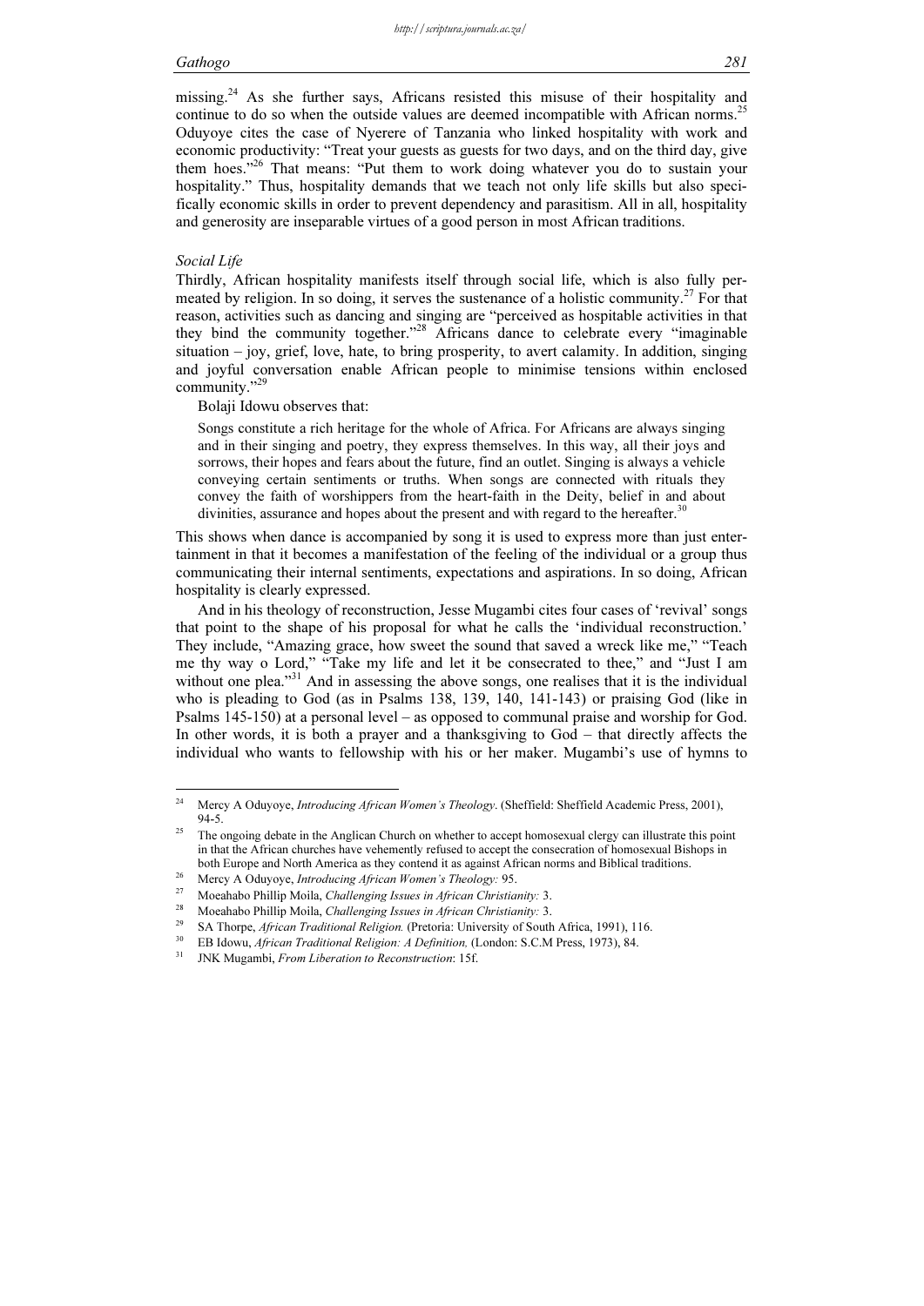missing.[24] As she further says, Africans resisted this misuse of their hospitality and continue to do so when the outside values are deemed incompatible with African norms.[25] Oduyoye cites the case of Nyerere of Tanzania who linked hospitality with work and economic productivity: "Treat your guests as guests for two days, and on the third day, give them hoes."[26] That means: "Put them to work doing whatever you do to sustain your hospitality." Thus, hospitality demands that we teach not only life skills but also specifically economic skills in order to prevent dependency and parasitism. All in all, hospitality and generosity are inseparable virtues of a good person in most African traditions.

### *Social Life*

Thirdly, African hospitality manifests itself through social life, which is also fully permeated by religion. In so doing, it serves the sustenance of a holistic community.[27] For that reason, activities such as dancing and singing are "perceived as hospitable activities in that they bind the community together."[28] Africans dance to celebrate every "imaginable situation – joy, grief, love, hate, to bring prosperity, to avert calamity. In addition, singing and joyful conversation enable African people to minimise tensions within enclosed community."[29]

Bolaji Idowu observes that:

> Songs constitute a rich heritage for the whole of Africa. For Africans are always singing and in their singing and poetry, they express themselves. In this way, all their joys and sorrows, their hopes and fears about the future, find an outlet. Singing is always a vehicle conveying certain sentiments or truths. When songs are connected with rituals they convey the faith of worshippers from the heart-faith in the Deity, belief in and about divinities, assurance and hopes about the present and with regard to the hereafter.[30]

This shows when dance is accompanied by song it is used to express more than just entertainment in that it becomes a manifestation of the feeling of the individual or a group thus communicating their internal sentiments, expectations and aspirations. In so doing, African hospitality is clearly expressed.

And in his theology of reconstruction, Jesse Mugambi cites four cases of 'revival' songs that point to the shape of his proposal for what he calls the 'individual reconstruction.' They include, "Amazing grace, how sweet the sound that saved a wreck like me," "Teach me thy way o Lord," "Take my life and let it be consecrated to thee," and "Just I am without one plea."[31] And in assessing the above songs, one realises that it is the individual who is pleading to God (as in Psalms 138, 139, 140, 141-143) or praising God (like in Psalms 145-150) at a personal level – as opposed to communal praise and worship for God. In other words, it is both a prayer and a thanksgiving to God – that directly affects the individual who wants to fellowship with his or her maker. Mugambi's use of hymns to

---

[24] Mercy A Oduyoye, *Introducing African Women's Theology*. (Sheffield: Sheffield Academic Press, 2001), 94-5.

[25] The ongoing debate in the Anglican Church on whether to accept homosexual clergy can illustrate this point in that the African churches have vehemently refused to accept the consecration of homosexual Bishops in both Europe and North America as they contend it as against African norms and Biblical traditions.

[26] Mercy A Oduyoye, *Introducing African Women's Theology:* 95.

[27] Moeahabo Phillip Moila, *Challenging Issues in African Christianity:* 3.

[28] Moeahabo Phillip Moila, *Challenging Issues in African Christianity:* 3.

[29] SA Thorpe, *African Traditional Religion.* (Pretoria: University of South Africa, 1991), 116.

[30] EB Idowu, *African Traditional Religion: A Definition,* (London: S.C.M Press, 1973), 84.

[31] JNK Mugambi, *From Liberation to Reconstruction*: 15f.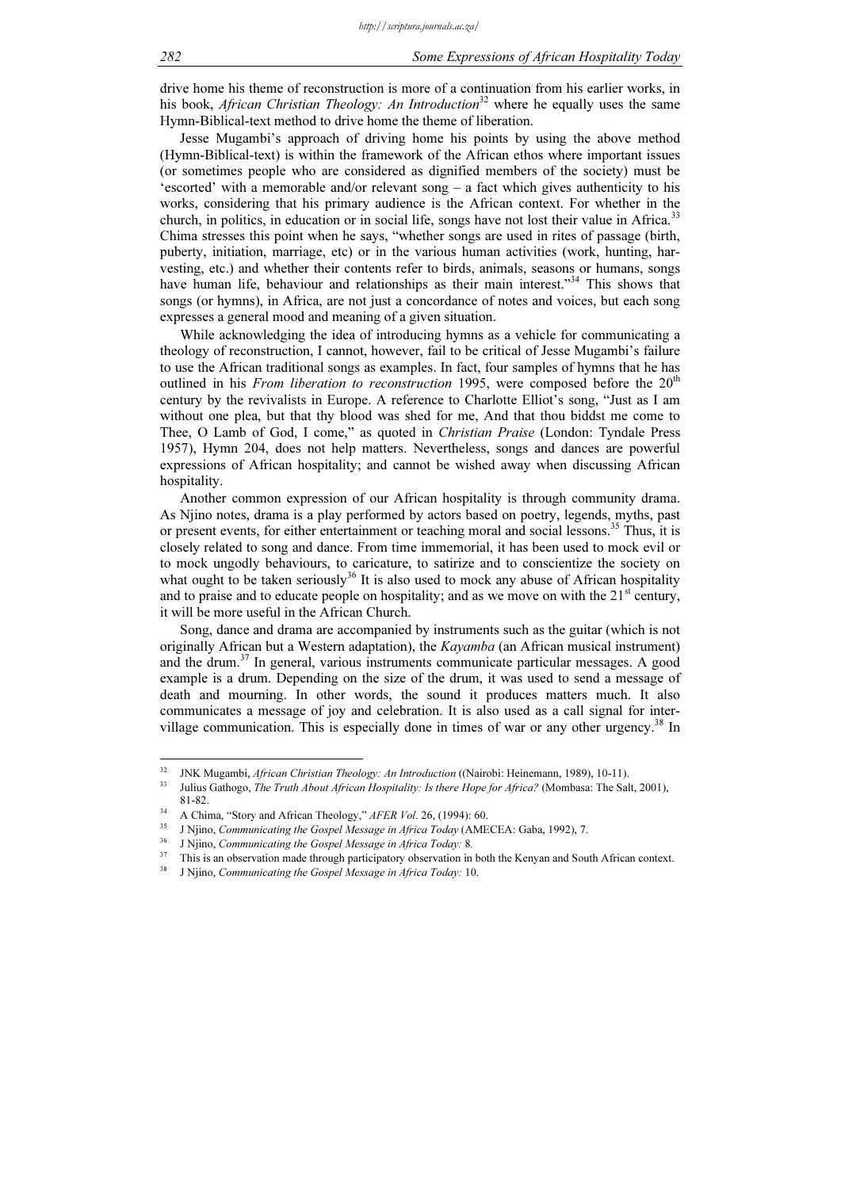drive home his theme of reconstruction is more of a continuation from his earlier works, in his book, *African Christian Theology: An Introduction*[32] where he equally uses the same Hymn-Biblical-text method to drive home the theme of liberation.

Jesse Mugambi's approach of driving home his points by using the above method (Hymn-Biblical-text) is within the framework of the African ethos where important issues (or sometimes people who are considered as dignified members of the society) must be 'escorted' with a memorable and/or relevant song – a fact which gives authenticity to his works, considering that his primary audience is the African context. For whether in the church, in politics, in education or in social life, songs have not lost their value in Africa.[33] Chima stresses this point when he says, "whether songs are used in rites of passage (birth, puberty, initiation, marriage, etc) or in the various human activities (work, hunting, harvesting, etc.) and whether their contents refer to birds, animals, seasons or humans, songs have human life, behaviour and relationships as their main interest."[34] This shows that songs (or hymns), in Africa, are not just a concordance of notes and voices, but each song expresses a general mood and meaning of a given situation.

While acknowledging the idea of introducing hymns as a vehicle for communicating a theology of reconstruction, I cannot, however, fail to be critical of Jesse Mugambi's failure to use the African traditional songs as examples. In fact, four samples of hymns that he has outlined in his *From liberation to reconstruction* 1995, were composed before the 20th century by the revivalists in Europe. A reference to Charlotte Elliot's song, "Just as I am without one plea, but that thy blood was shed for me, And that thou biddst me come to Thee, O Lamb of God, I come," as quoted in *Christian Praise* (London: Tyndale Press 1957), Hymn 204, does not help matters. Nevertheless, songs and dances are powerful expressions of African hospitality; and cannot be wished away when discussing African hospitality.

Another common expression of our African hospitality is through community drama. As Njino notes, drama is a play performed by actors based on poetry, legends, myths, past or present events, for either entertainment or teaching moral and social lessons.[35] Thus, it is closely related to song and dance. From time immemorial, it has been used to mock evil or to mock ungodly behaviours, to caricature, to satirize and to conscientize the society on what ought to be taken seriously[36] It is also used to mock any abuse of African hospitality and to praise and to educate people on hospitality; and as we move on with the 21st century, it will be more useful in the African Church.

Song, dance and drama are accompanied by instruments such as the guitar (which is not originally African but a Western adaptation), the *Kayamba* (an African musical instrument) and the drum.[37] In general, various instruments communicate particular messages. A good example is a drum. Depending on the size of the drum, it was used to send a message of death and mourning. In other words, the sound it produces matters much. It also communicates a message of joy and celebration. It is also used as a call signal for inter-village communication. This is especially done in times of war or any other urgency.[38] In

---

[32] JNK Mugambi, *African Christian Theology: An Introduction* ((Nairobi: Heinemann, 1989), 10-11).

[33] Julius Gathogo, *The Truth About African Hospitality: Is there Hope for Africa?* (Mombasa: The Salt, 2001), 81-82.

[34] A Chima, "Story and African Theology," *AFER Vol*. 26, (1994): 60.

[35] J Njino, *Communicating the Gospel Message in Africa Today* (AMECEA: Gaba, 1992), 7.

[36] J Njino, *Communicating the Gospel Message in Africa Today:* 8.

[37] This is an observation made through participatory observation in both the Kenyan and South African context.

[38] J Njino, *Communicating the Gospel Message in Africa Today:* 10.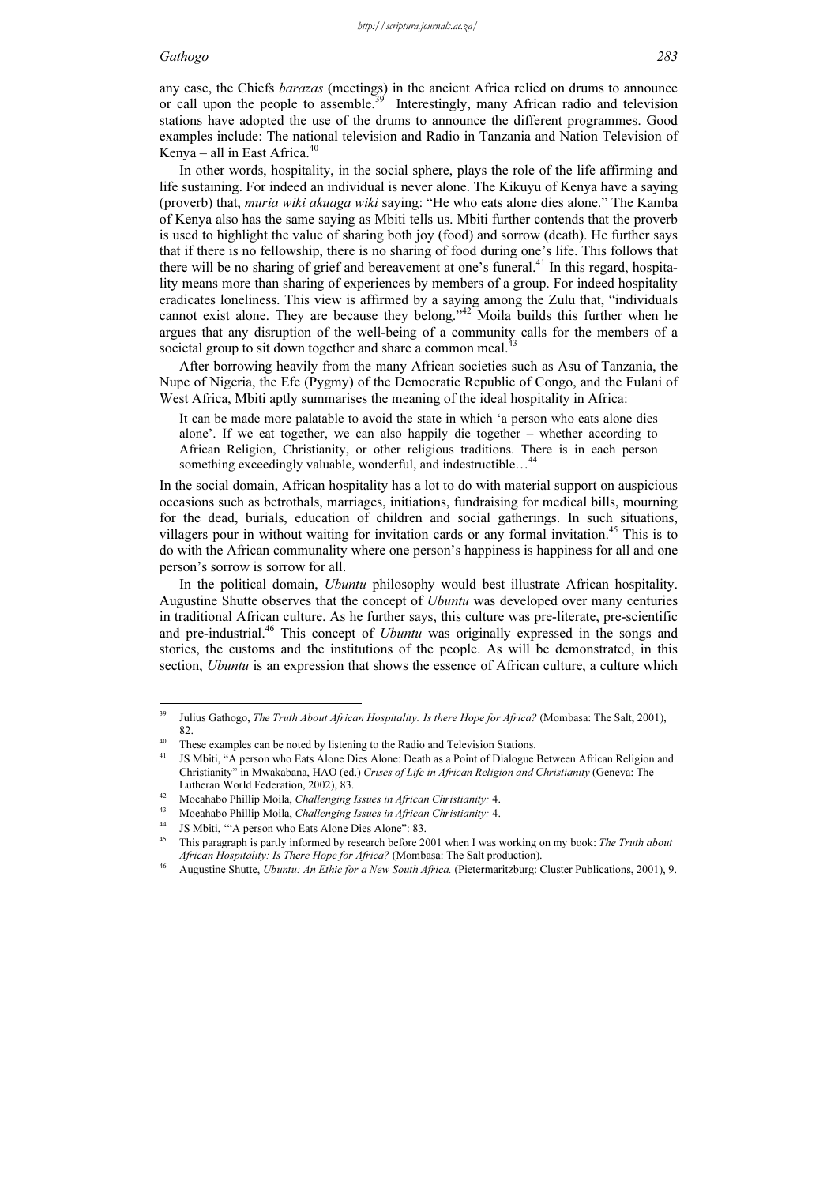any case, the Chiefs *barazas* (meetings) in the ancient Africa relied on drums to announce or call upon the people to assemble.[39] Interestingly, many African radio and television stations have adopted the use of the drums to announce the different programmes. Good examples include: The national television and Radio in Tanzania and Nation Television of Kenya – all in East Africa.[40]

In other words, hospitality, in the social sphere, plays the role of the life affirming and life sustaining. For indeed an individual is never alone. The Kikuyu of Kenya have a saying (proverb) that, *muria wiki akuaga wiki* saying: "He who eats alone dies alone." The Kamba of Kenya also has the same saying as Mbiti tells us. Mbiti further contends that the proverb is used to highlight the value of sharing both joy (food) and sorrow (death). He further says that if there is no fellowship, there is no sharing of food during one's life. This follows that there will be no sharing of grief and bereavement at one's funeral.[41] In this regard, hospitality means more than sharing of experiences by members of a group. For indeed hospitality eradicates loneliness. This view is affirmed by a saying among the Zulu that, "individuals cannot exist alone. They are because they belong."[42] Moila builds this further when he argues that any disruption of the well-being of a community calls for the members of a societal group to sit down together and share a common meal.[43]

After borrowing heavily from the many African societies such as Asu of Tanzania, the Nupe of Nigeria, the Efe (Pygmy) of the Democratic Republic of Congo, and the Fulani of West Africa, Mbiti aptly summarises the meaning of the ideal hospitality in Africa:

> It can be made more palatable to avoid the state in which 'a person who eats alone dies alone'. If we eat together, we can also happily die together – whether according to African Religion, Christianity, or other religious traditions. There is in each person something exceedingly valuable, wonderful, and indestructible…[44]

In the social domain, African hospitality has a lot to do with material support on auspicious occasions such as betrothals, marriages, initiations, fundraising for medical bills, mourning for the dead, burials, education of children and social gatherings. In such situations, villagers pour in without waiting for invitation cards or any formal invitation.[45] This is to do with the African communality where one person's happiness is happiness for all and one person's sorrow is sorrow for all.

In the political domain, *Ubuntu* philosophy would best illustrate African hospitality. Augustine Shutte observes that the concept of *Ubuntu* was developed over many centuries in traditional African culture. As he further says, this culture was pre-literate, pre-scientific and pre-industrial.[46] This concept of *Ubuntu* was originally expressed in the songs and stories, the customs and the institutions of the people. As will be demonstrated, in this section, *Ubuntu* is an expression that shows the essence of African culture, a culture which

---

[39] Julius Gathogo, *The Truth About African Hospitality: Is there Hope for Africa?* (Mombasa: The Salt, 2001), 82.

[40] These examples can be noted by listening to the Radio and Television Stations.

[41] JS Mbiti, "A person who Eats Alone Dies Alone: Death as a Point of Dialogue Between African Religion and Christianity" in Mwakabana, HAO (ed.) *Crises of Life in African Religion and Christianity* (Geneva: The Lutheran World Federation, 2002), 83.

[42] Moeahabo Phillip Moila, *Challenging Issues in African Christianity:* 4.

[43] Moeahabo Phillip Moila, *Challenging Issues in African Christianity:* 4.

[44] JS Mbiti, '"A person who Eats Alone Dies Alone": 83.

[45] This paragraph is partly informed by research before 2001 when I was working on my book: *The Truth about African Hospitality: Is There Hope for Africa?* (Mombasa: The Salt production).

[46] Augustine Shutte, *Ubuntu: An Ethic for a New South Africa.* (Pietermaritzburg: Cluster Publications, 2001), 9.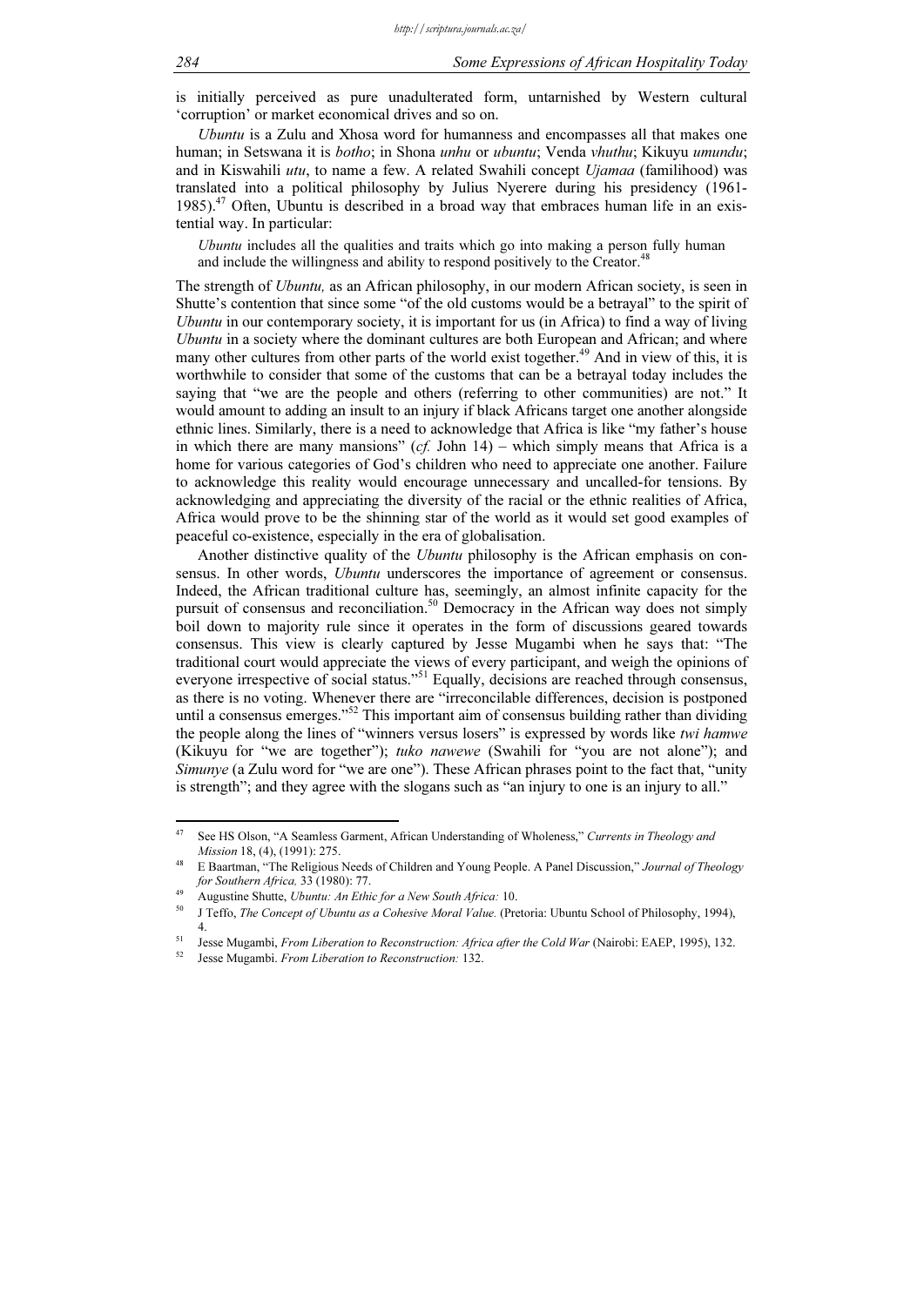is initially perceived as pure unadulterated form, untarnished by Western cultural 'corruption' or market economical drives and so on.

*Ubuntu* is a Zulu and Xhosa word for humanness and encompasses all that makes one human; in Setswana it is *botho*; in Shona *unhu* or *ubuntu*; Venda *vhuthu*; Kikuyu *umundu*; and in Kiswahili *utu*, to name a few. A related Swahili concept *Ujamaa* (familihood) was translated into a political philosophy by Julius Nyerere during his presidency (1961-1985).[47] Often, Ubuntu is described in a broad way that embraces human life in an existential way. In particular:

> *Ubuntu* includes all the qualities and traits which go into making a person fully human and include the willingness and ability to respond positively to the Creator.[48]

The strength of *Ubuntu,* as an African philosophy, in our modern African society, is seen in Shutte's contention that since some "of the old customs would be a betrayal" to the spirit of *Ubuntu* in our contemporary society, it is important for us (in Africa) to find a way of living *Ubuntu* in a society where the dominant cultures are both European and African; and where many other cultures from other parts of the world exist together.[49] And in view of this, it is worthwhile to consider that some of the customs that can be a betrayal today includes the saying that "we are the people and others (referring to other communities) are not." It would amount to adding an insult to an injury if black Africans target one another alongside ethnic lines. Similarly, there is a need to acknowledge that Africa is like "my father's house in which there are many mansions" (*cf.* John 14) – which simply means that Africa is a home for various categories of God's children who need to appreciate one another. Failure to acknowledge this reality would encourage unnecessary and uncalled-for tensions. By acknowledging and appreciating the diversity of the racial or the ethnic realities of Africa, Africa would prove to be the shinning star of the world as it would set good examples of peaceful co-existence, especially in the era of globalisation.

Another distinctive quality of the *Ubuntu* philosophy is the African emphasis on consensus. In other words, *Ubuntu* underscores the importance of agreement or consensus. Indeed, the African traditional culture has, seemingly, an almost infinite capacity for the pursuit of consensus and reconciliation.[50] Democracy in the African way does not simply boil down to majority rule since it operates in the form of discussions geared towards consensus. This view is clearly captured by Jesse Mugambi when he says that: "The traditional court would appreciate the views of every participant, and weigh the opinions of everyone irrespective of social status."[51] Equally, decisions are reached through consensus, as there is no voting. Whenever there are "irreconcilable differences, decision is postponed until a consensus emerges."[52] This important aim of consensus building rather than dividing the people along the lines of "winners versus losers" is expressed by words like *twi hamwe* (Kikuyu for "we are together"); *tuko nawewe* (Swahili for "you are not alone"); and *Simunye* (a Zulu word for "we are one"). These African phrases point to the fact that, "unity is strength"; and they agree with the slogans such as "an injury to one is an injury to all."

---

[47] See HS Olson, "A Seamless Garment, African Understanding of Wholeness," *Currents in Theology and Mission* 18, (4), (1991): 275.

[48] E Baartman, "The Religious Needs of Children and Young People. A Panel Discussion," *Journal of Theology for Southern Africa,* 33 (1980): 77.

[49] Augustine Shutte, *Ubuntu: An Ethic for a New South Africa:* 10.

[50] J Teffo, *The Concept of Ubuntu as a Cohesive Moral Value.* (Pretoria: Ubuntu School of Philosophy, 1994), 4.

[51] Jesse Mugambi, *From Liberation to Reconstruction: Africa after the Cold War* (Nairobi: EAEP, 1995), 132.

[52] Jesse Mugambi. *From Liberation to Reconstruction:* 132.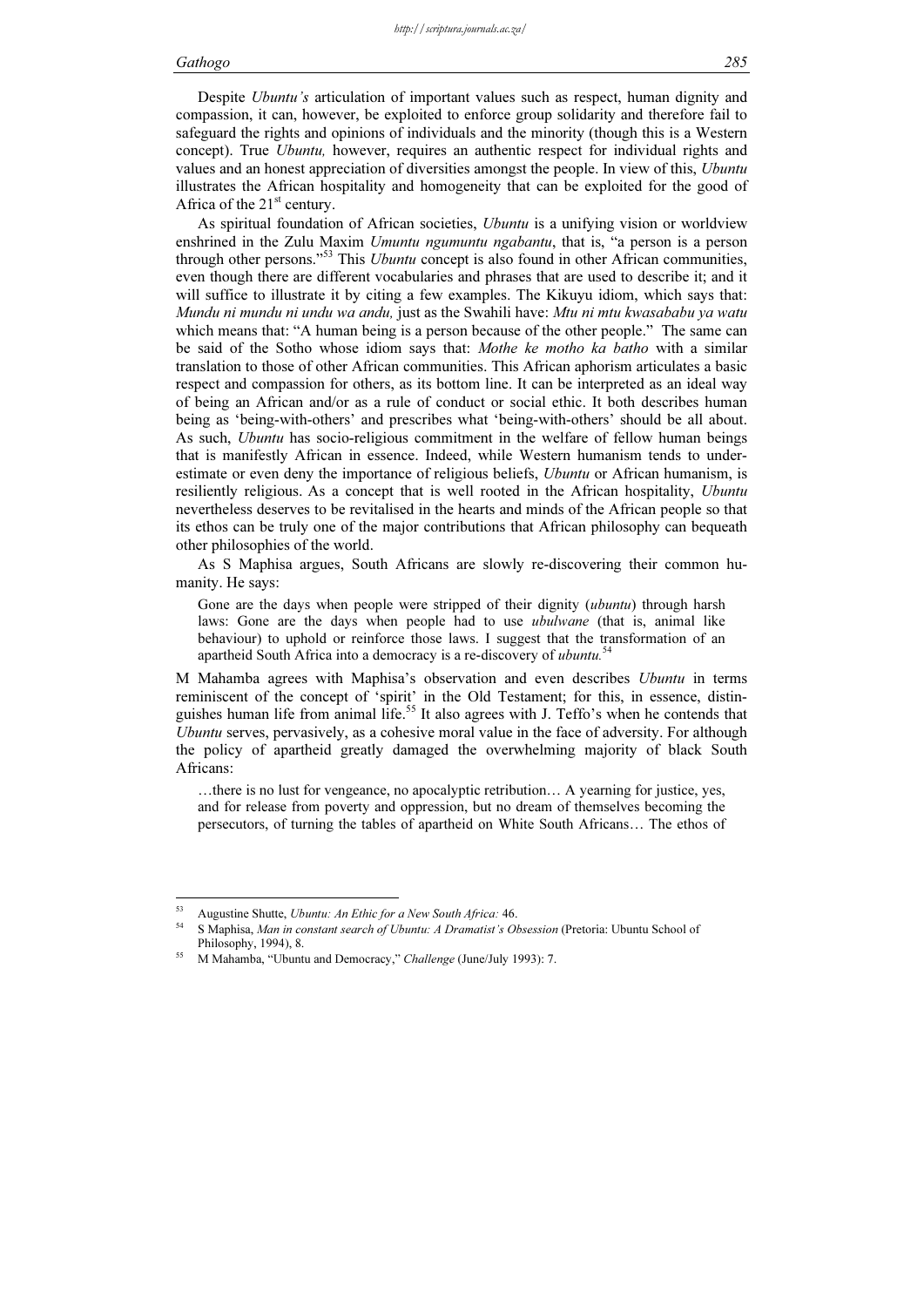Despite *Ubuntu's* articulation of important values such as respect, human dignity and compassion, it can, however, be exploited to enforce group solidarity and therefore fail to safeguard the rights and opinions of individuals and the minority (though this is a Western concept). True *Ubuntu,* however, requires an authentic respect for individual rights and values and an honest appreciation of diversities amongst the people. In view of this, *Ubuntu* illustrates the African hospitality and homogeneity that can be exploited for the good of Africa of the 21st century.

As spiritual foundation of African societies, *Ubuntu* is a unifying vision or worldview enshrined in the Zulu Maxim *Umuntu ngumuntu ngabantu*, that is, "a person is a person through other persons."[53] This *Ubuntu* concept is also found in other African communities, even though there are different vocabularies and phrases that are used to describe it; and it will suffice to illustrate it by citing a few examples. The Kikuyu idiom, which says that: *Mundu ni mundu ni undu wa andu,* just as the Swahili have: *Mtu ni mtu kwasababu ya watu* which means that: "A human being is a person because of the other people." The same can be said of the Sotho whose idiom says that: *Mothe ke motho ka batho* with a similar translation to those of other African communities. This African aphorism articulates a basic respect and compassion for others, as its bottom line. It can be interpreted as an ideal way of being an African and/or as a rule of conduct or social ethic. It both describes human being as 'being-with-others' and prescribes what 'being-with-others' should be all about. As such, *Ubuntu* has socio-religious commitment in the welfare of fellow human beings that is manifestly African in essence. Indeed, while Western humanism tends to under-estimate or even deny the importance of religious beliefs, *Ubuntu* or African humanism, is resiliently religious. As a concept that is well rooted in the African hospitality, *Ubuntu* nevertheless deserves to be revitalised in the hearts and minds of the African people so that its ethos can be truly one of the major contributions that African philosophy can bequeath other philosophies of the world.

As S Maphisa argues, South Africans are slowly re-discovering their common humanity. He says:

> Gone are the days when people were stripped of their dignity (*ubuntu*) through harsh laws: Gone are the days when people had to use *ubulwane* (that is, animal like behaviour) to uphold or reinforce those laws. I suggest that the transformation of an apartheid South Africa into a democracy is a re-discovery of *ubuntu.*[54]

M Mahamba agrees with Maphisa's observation and even describes *Ubuntu* in terms reminiscent of the concept of 'spirit' in the Old Testament; for this, in essence, distinguishes human life from animal life.[55] It also agrees with J. Teffo's when he contends that *Ubuntu* serves, pervasively, as a cohesive moral value in the face of adversity. For although the policy of apartheid greatly damaged the overwhelming majority of black South Africans:

> …there is no lust for vengeance, no apocalyptic retribution… A yearning for justice, yes, and for release from poverty and oppression, but no dream of themselves becoming the persecutors, of turning the tables of apartheid on White South Africans… The ethos of

---

[53] Augustine Shutte, *Ubuntu: An Ethic for a New South Africa:* 46.

[54] S Maphisa, *Man in constant search of Ubuntu: A Dramatist's Obsession* (Pretoria: Ubuntu School of Philosophy, 1994), 8.

[55] M Mahamba, "Ubuntu and Democracy," *Challenge* (June/July 1993): 7.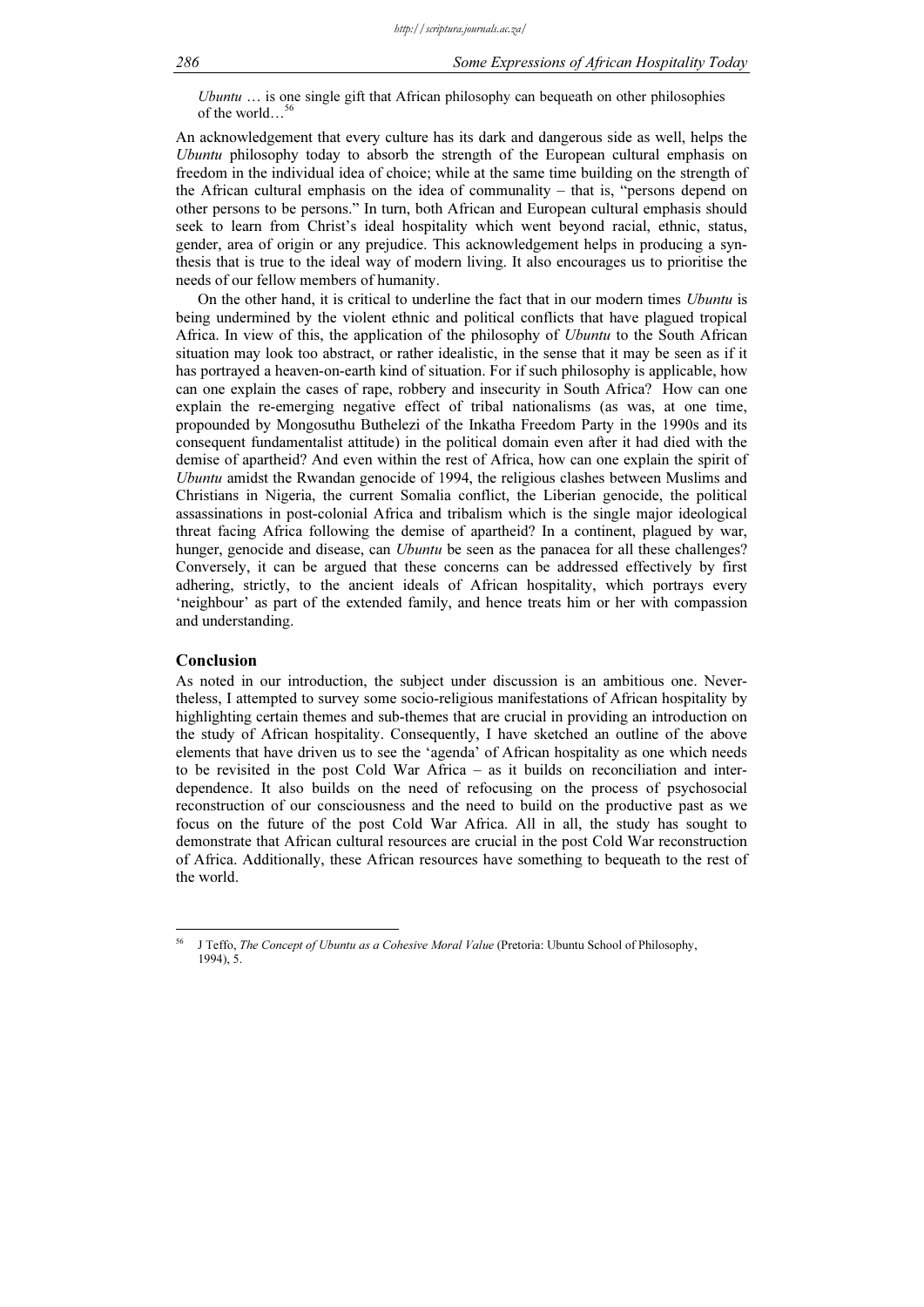> *Ubuntu* … is one single gift that African philosophy can bequeath on other philosophies of the world…[56]

An acknowledgement that every culture has its dark and dangerous side as well, helps the *Ubuntu* philosophy today to absorb the strength of the European cultural emphasis on freedom in the individual idea of choice; while at the same time building on the strength of the African cultural emphasis on the idea of communality – that is, "persons depend on other persons to be persons." In turn, both African and European cultural emphasis should seek to learn from Christ's ideal hospitality which went beyond racial, ethnic, status, gender, area of origin or any prejudice. This acknowledgement helps in producing a synthesis that is true to the ideal way of modern living. It also encourages us to prioritise the needs of our fellow members of humanity.

On the other hand, it is critical to underline the fact that in our modern times *Ubuntu* is being undermined by the violent ethnic and political conflicts that have plagued tropical Africa. In view of this, the application of the philosophy of *Ubuntu* to the South African situation may look too abstract, or rather idealistic, in the sense that it may be seen as if it has portrayed a heaven-on-earth kind of situation. For if such philosophy is applicable, how can one explain the cases of rape, robbery and insecurity in South Africa? How can one explain the re-emerging negative effect of tribal nationalisms (as was, at one time, propounded by Mongosuthu Buthelezi of the Inkatha Freedom Party in the 1990s and its consequent fundamentalist attitude) in the political domain even after it had died with the demise of apartheid? And even within the rest of Africa, how can one explain the spirit of *Ubuntu* amidst the Rwandan genocide of 1994, the religious clashes between Muslims and Christians in Nigeria, the current Somalia conflict, the Liberian genocide, the political assassinations in post-colonial Africa and tribalism which is the single major ideological threat facing Africa following the demise of apartheid? In a continent, plagued by war, hunger, genocide and disease, can *Ubuntu* be seen as the panacea for all these challenges? Conversely, it can be argued that these concerns can be addressed effectively by first adhering, strictly, to the ancient ideals of African hospitality, which portrays every 'neighbour' as part of the extended family, and hence treats him or her with compassion and understanding.

## Conclusion

As noted in our introduction, the subject under discussion is an ambitious one. Nevertheless, I attempted to survey some socio-religious manifestations of African hospitality by highlighting certain themes and sub-themes that are crucial in providing an introduction on the study of African hospitality. Consequently, I have sketched an outline of the above elements that have driven us to see the 'agenda' of African hospitality as one which needs to be revisited in the post Cold War Africa – as it builds on reconciliation and interdependence. It also builds on the need of refocusing on the process of psychosocial reconstruction of our consciousness and the need to build on the productive past as we focus on the future of the post Cold War Africa. All in all, the study has sought to demonstrate that African cultural resources are crucial in the post Cold War reconstruction of Africa. Additionally, these African resources have something to bequeath to the rest of the world.

---

[56] J Teffo, *The Concept of Ubuntu as a Cohesive Moral Value* (Pretoria: Ubuntu School of Philosophy, 1994), 5.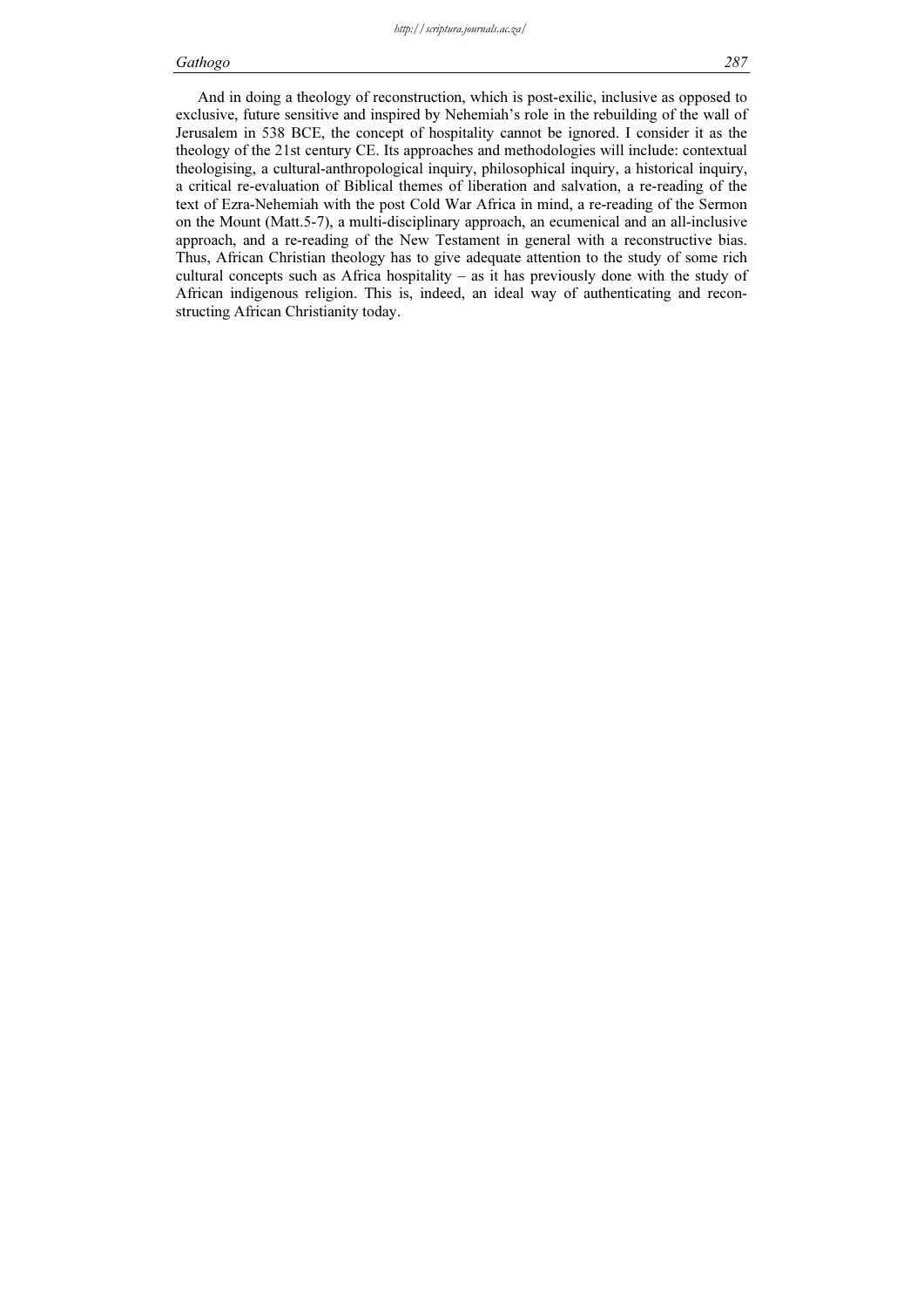And in doing a theology of reconstruction, which is post-exilic, inclusive as opposed to exclusive, future sensitive and inspired by Nehemiah's role in the rebuilding of the wall of Jerusalem in 538 BCE, the concept of hospitality cannot be ignored. I consider it as the theology of the 21st century CE. Its approaches and methodologies will include: contextual theologising, a cultural-anthropological inquiry, philosophical inquiry, a historical inquiry, a critical re-evaluation of Biblical themes of liberation and salvation, a re-reading of the text of Ezra-Nehemiah with the post Cold War Africa in mind, a re-reading of the Sermon on the Mount (Matt.5-7), a multi-disciplinary approach, an ecumenical and an all-inclusive approach, and a re-reading of the New Testament in general with a reconstructive bias. Thus, African Christian theology has to give adequate attention to the study of some rich cultural concepts such as Africa hospitality – as it has previously done with the study of African indigenous religion. This is, indeed, an ideal way of authenticating and reconstructing African Christianity today.